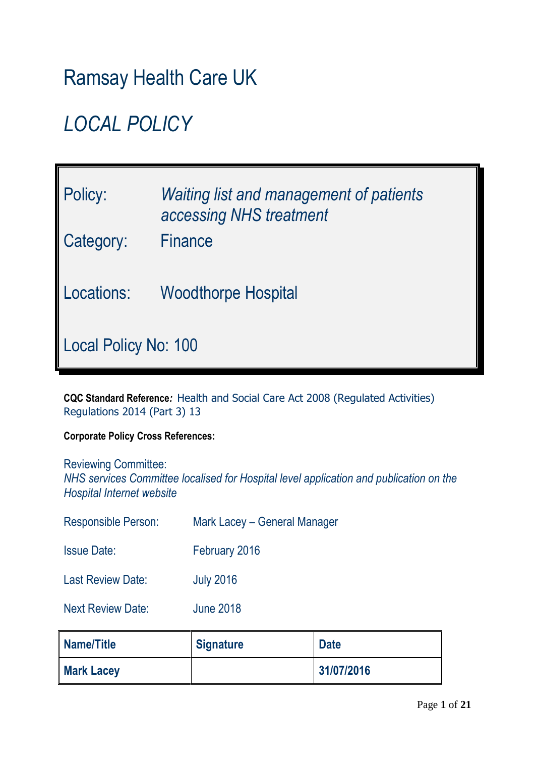# Ramsay Health Care UK

# *LOCAL POLICY*

| | |
|---|---|
| Policy: | *Waiting list and management of patients accessing NHS treatment* |
| Category: | Finance |
| Locations: | Woodthorpe Hospital |
| Local Policy No: 100 | |

**CQC Standard Reference***:* Health and Social Care Act 2008 (Regulated Activities) Regulations 2014 (Part 3) 13

**Corporate Policy Cross References:**

Reviewing Committee:
*NHS services Committee localised for Hospital level application and publication on the Hospital Internet website*

Responsible Person: Mark Lacey – General Manager

Issue Date: February 2016

Last Review Date: July 2016

Next Review Date: June 2018

| **Name/Title** | **Signature** | **Date** |
|---|---|---|
| **Mark Lacey** | | **31/07/2016** |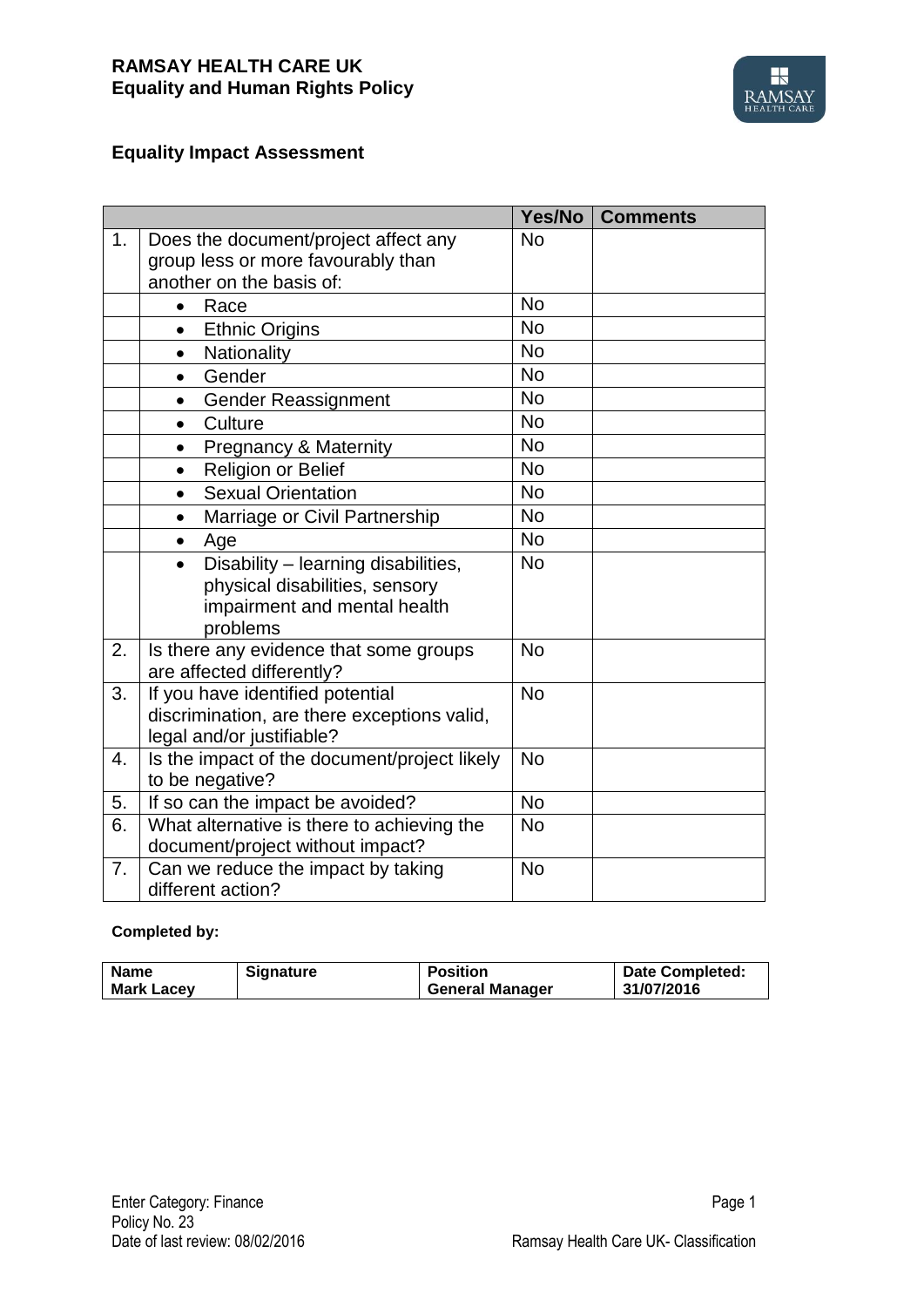## Equality Impact Assessment

| | | Yes/No | Comments |
|---|---|---|---|
| 1. | Does the document/project affect any group less or more favourably than another on the basis of: | No | |
| | • Race | No | |
| | • Ethnic Origins | No | |
| | • Nationality | No | |
| | • Gender | No | |
| | • Gender Reassignment | No | |
| | • Culture | No | |
| | • Pregnancy & Maternity | No | |
| | • Religion or Belief | No | |
| | • Sexual Orientation | No | |
| | • Marriage or Civil Partnership | No | |
| | • Age | No | |
| | • Disability – learning disabilities, physical disabilities, sensory impairment and mental health problems | No | |
| 2. | Is there any evidence that some groups are affected differently? | No | |
| 3. | If you have identified potential discrimination, are there exceptions valid, legal and/or justifiable? | No | |
| 4. | Is the impact of the document/project likely to be negative? | No | |
| 5. | If so can the impact be avoided? | No | |
| 6. | What alternative is there to achieving the document/project without impact? | No | |
| 7. | Can we reduce the impact by taking different action? | No | |

**Completed by:**

| Name | Signature | Position | Date Completed: |
|---|---|---|---|
| **Mark Lacey** | | **General Manager** | **31/07/2016** |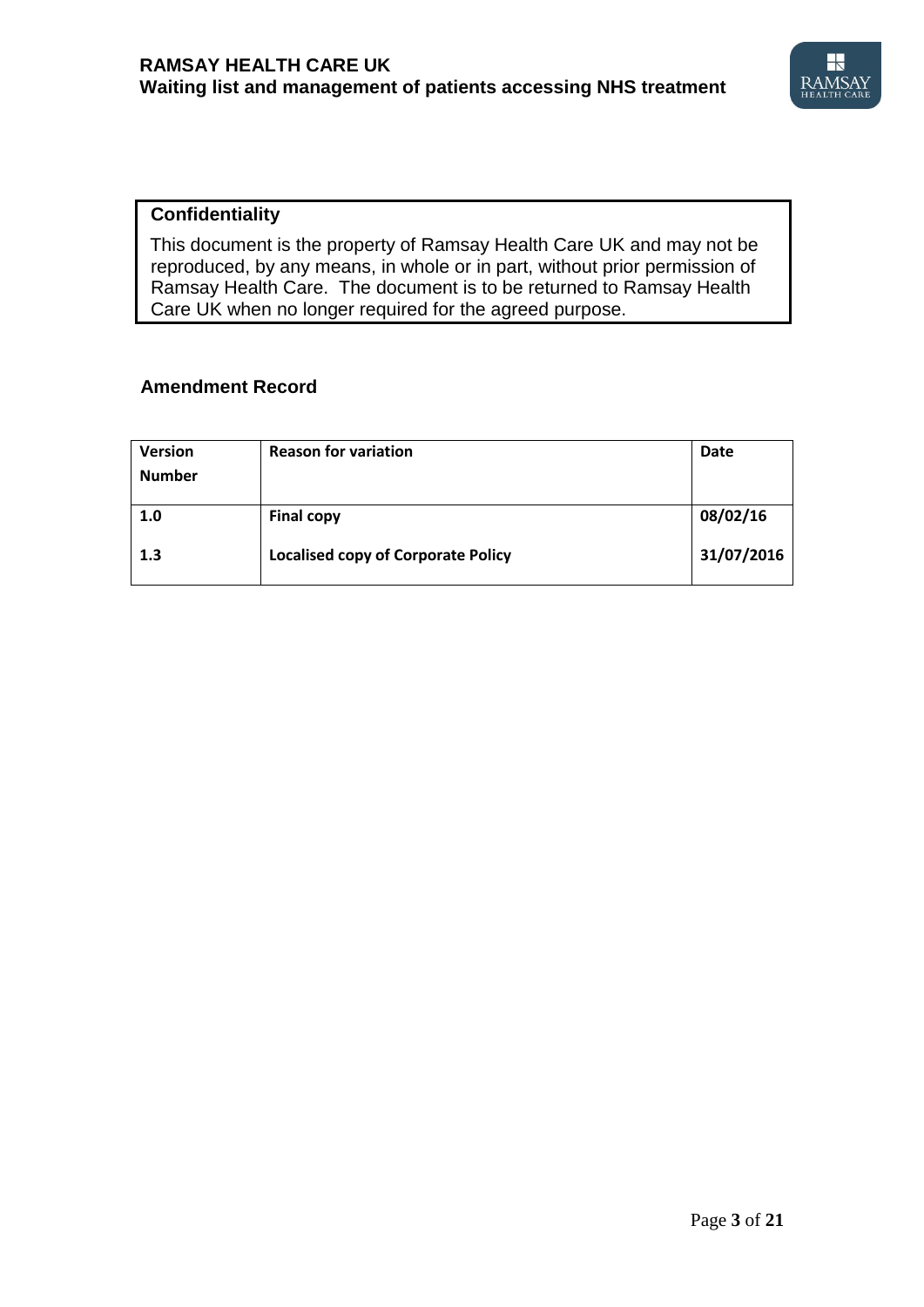## Confidentiality

This document is the property of Ramsay Health Care UK and may not be reproduced, by any means, in whole or in part, without prior permission of Ramsay Health Care. The document is to be returned to Ramsay Health Care UK when no longer required for the agreed purpose.

## Amendment Record

| Version Number | Reason for variation | Date |
|---|---|---|
| 1.0 | Final copy | 08/02/16 |
| 1.3 | Localised copy of Corporate Policy | 31/07/2016 |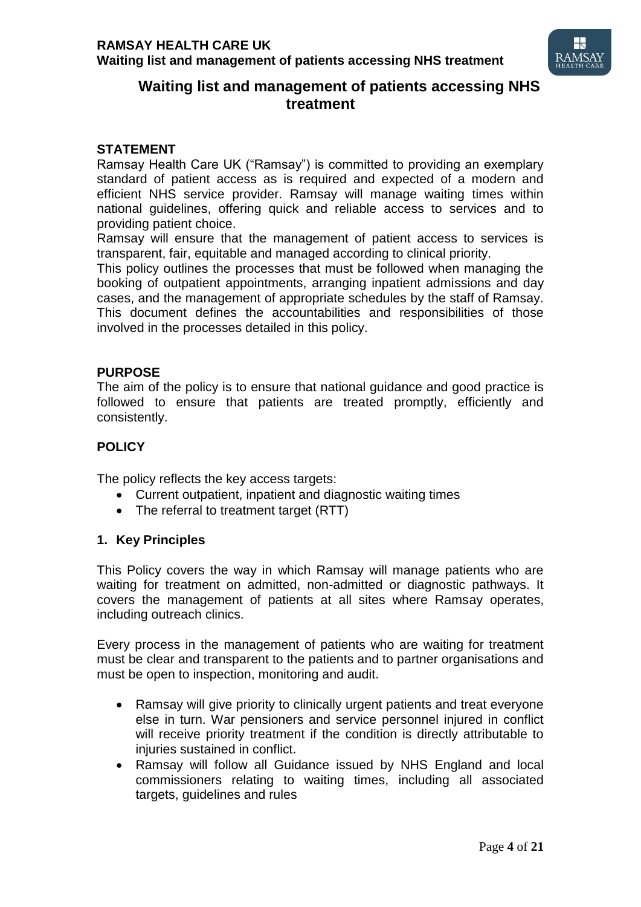# Waiting list and management of patients accessing NHS treatment

## STATEMENT

Ramsay Health Care UK ("Ramsay") is committed to providing an exemplary standard of patient access as is required and expected of a modern and efficient NHS service provider. Ramsay will manage waiting times within national guidelines, offering quick and reliable access to services and to providing patient choice.

Ramsay will ensure that the management of patient access to services is transparent, fair, equitable and managed according to clinical priority.

This policy outlines the processes that must be followed when managing the booking of outpatient appointments, arranging inpatient admissions and day cases, and the management of appropriate schedules by the staff of Ramsay. This document defines the accountabilities and responsibilities of those involved in the processes detailed in this policy.

## PURPOSE

The aim of the policy is to ensure that national guidance and good practice is followed to ensure that patients are treated promptly, efficiently and consistently.

## POLICY

The policy reflects the key access targets:

- Current outpatient, inpatient and diagnostic waiting times
- The referral to treatment target (RTT)

### 1. Key Principles

This Policy covers the way in which Ramsay will manage patients who are waiting for treatment on admitted, non-admitted or diagnostic pathways. It covers the management of patients at all sites where Ramsay operates, including outreach clinics.

Every process in the management of patients who are waiting for treatment must be clear and transparent to the patients and to partner organisations and must be open to inspection, monitoring and audit.

- Ramsay will give priority to clinically urgent patients and treat everyone else in turn. War pensioners and service personnel injured in conflict will receive priority treatment if the condition is directly attributable to injuries sustained in conflict.
- Ramsay will follow all Guidance issued by NHS England and local commissioners relating to waiting times, including all associated targets, guidelines and rules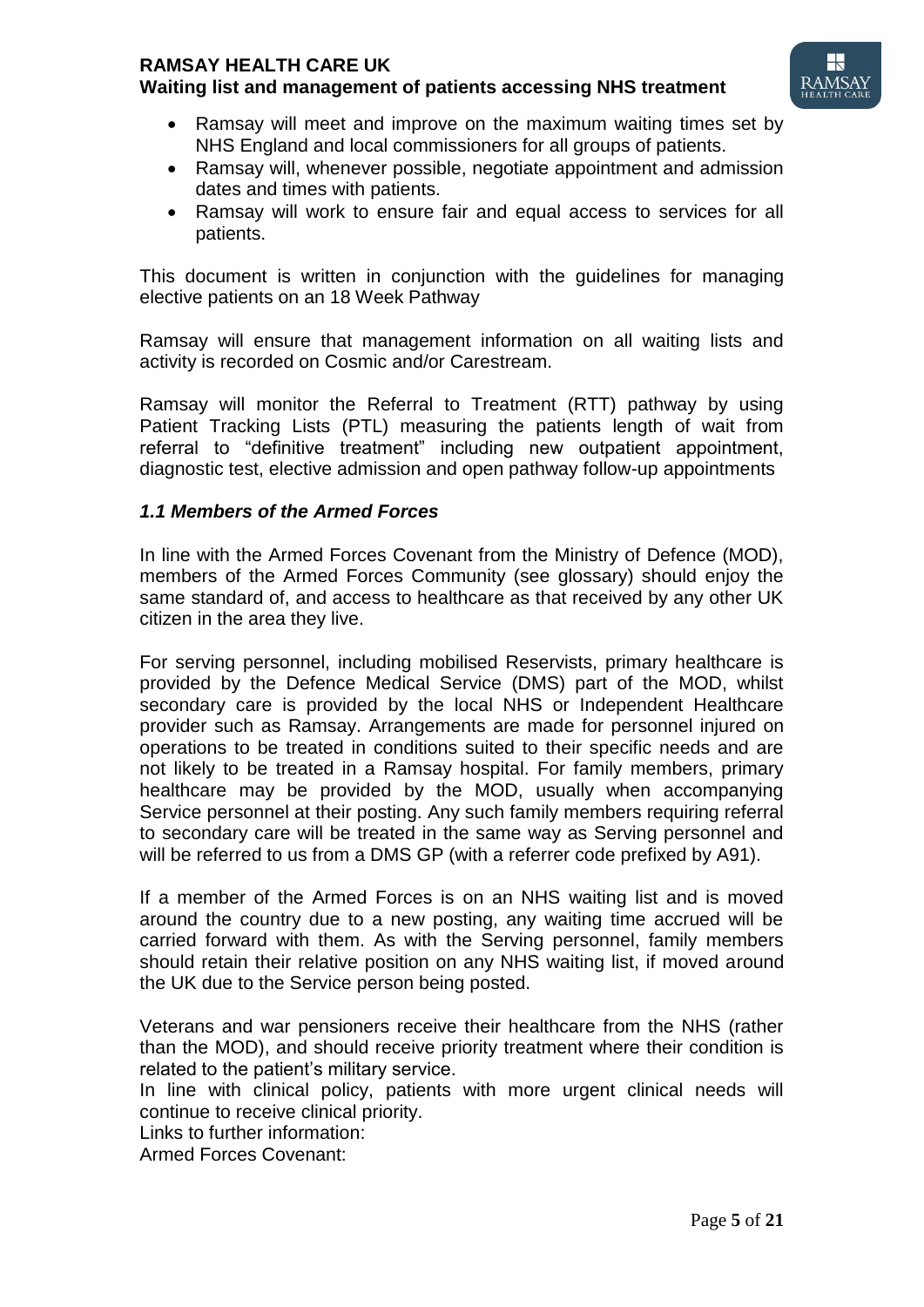- Ramsay will meet and improve on the maximum waiting times set by NHS England and local commissioners for all groups of patients.
- Ramsay will, whenever possible, negotiate appointment and admission dates and times with patients.
- Ramsay will work to ensure fair and equal access to services for all patients.

This document is written in conjunction with the guidelines for managing elective patients on an 18 Week Pathway

Ramsay will ensure that management information on all waiting lists and activity is recorded on Cosmic and/or Carestream.

Ramsay will monitor the Referral to Treatment (RTT) pathway by using Patient Tracking Lists (PTL) measuring the patients length of wait from referral to "definitive treatment" including new outpatient appointment, diagnostic test, elective admission and open pathway follow-up appointments

### *1.1 Members of the Armed Forces*

In line with the Armed Forces Covenant from the Ministry of Defence (MOD), members of the Armed Forces Community (see glossary) should enjoy the same standard of, and access to healthcare as that received by any other UK citizen in the area they live.

For serving personnel, including mobilised Reservists, primary healthcare is provided by the Defence Medical Service (DMS) part of the MOD, whilst secondary care is provided by the local NHS or Independent Healthcare provider such as Ramsay. Arrangements are made for personnel injured on operations to be treated in conditions suited to their specific needs and are not likely to be treated in a Ramsay hospital. For family members, primary healthcare may be provided by the MOD, usually when accompanying Service personnel at their posting. Any such family members requiring referral to secondary care will be treated in the same way as Serving personnel and will be referred to us from a DMS GP (with a referrer code prefixed by A91).

If a member of the Armed Forces is on an NHS waiting list and is moved around the country due to a new posting, any waiting time accrued will be carried forward with them. As with the Serving personnel, family members should retain their relative position on any NHS waiting list, if moved around the UK due to the Service person being posted.

Veterans and war pensioners receive their healthcare from the NHS (rather than the MOD), and should receive priority treatment where their condition is related to the patient's military service.
In line with clinical policy, patients with more urgent clinical needs will continue to receive clinical priority.
Links to further information:
Armed Forces Covenant: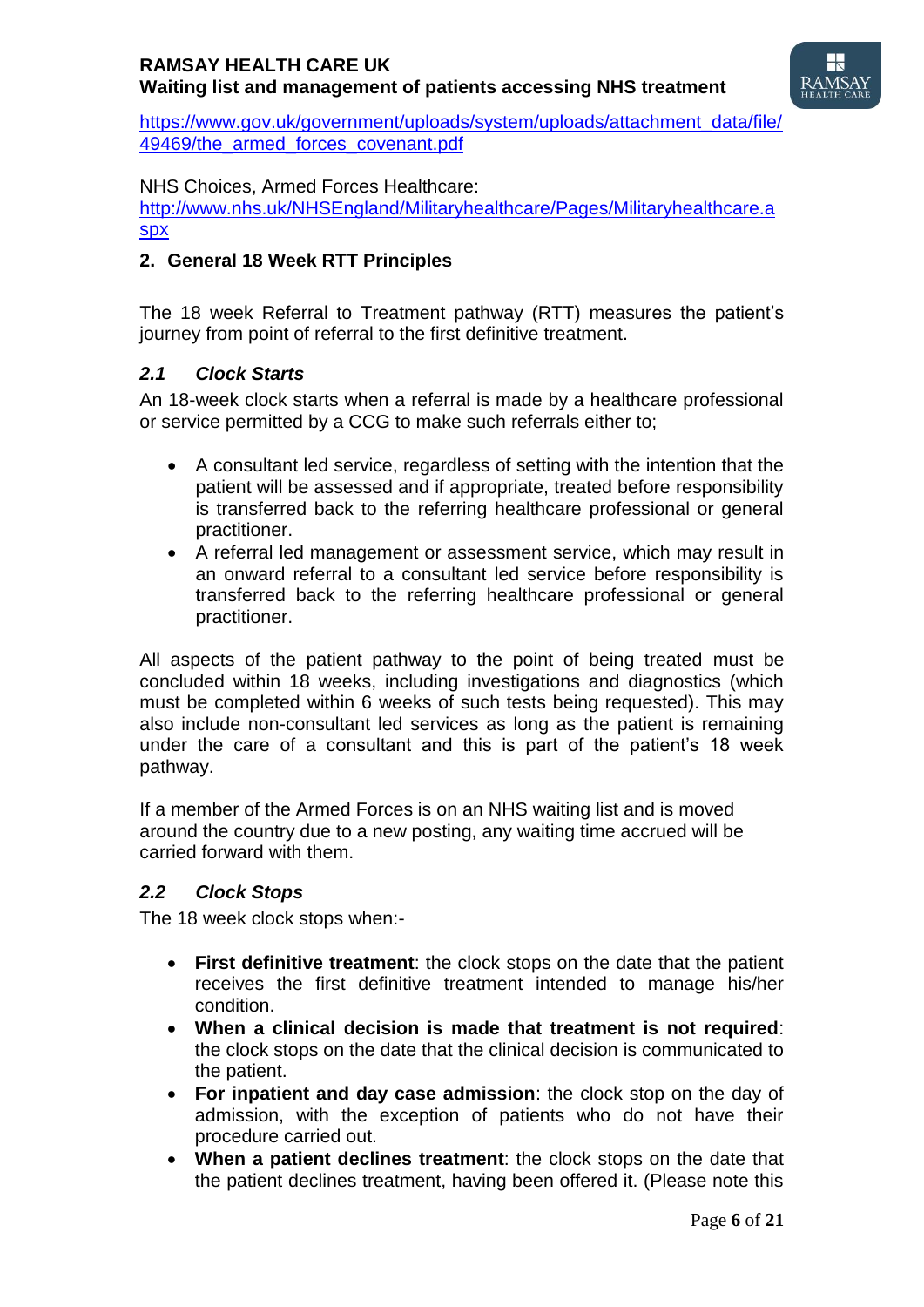https://www.gov.uk/government/uploads/system/uploads/attachment_data/file/49469/the_armed_forces_covenant.pdf

NHS Choices, Armed Forces Healthcare:
http://www.nhs.uk/NHSEngland/Militaryhealthcare/Pages/Militaryhealthcare.aspx

## 2. General 18 Week RTT Principles

The 18 week Referral to Treatment pathway (RTT) measures the patient's journey from point of referral to the first definitive treatment.

### *2.1 Clock Starts*

An 18-week clock starts when a referral is made by a healthcare professional or service permitted by a CCG to make such referrals either to;

- A consultant led service, regardless of setting with the intention that the patient will be assessed and if appropriate, treated before responsibility is transferred back to the referring healthcare professional or general practitioner.
- A referral led management or assessment service, which may result in an onward referral to a consultant led service before responsibility is transferred back to the referring healthcare professional or general practitioner.

All aspects of the patient pathway to the point of being treated must be concluded within 18 weeks, including investigations and diagnostics (which must be completed within 6 weeks of such tests being requested). This may also include non-consultant led services as long as the patient is remaining under the care of a consultant and this is part of the patient's 18 week pathway.

If a member of the Armed Forces is on an NHS waiting list and is moved around the country due to a new posting, any waiting time accrued will be carried forward with them.

### *2.2 Clock Stops*

The 18 week clock stops when:-

- **First definitive treatment**: the clock stops on the date that the patient receives the first definitive treatment intended to manage his/her condition.
- **When a clinical decision is made that treatment is not required**: the clock stops on the date that the clinical decision is communicated to the patient.
- **For inpatient and day case admission**: the clock stop on the day of admission, with the exception of patients who do not have their procedure carried out.
- **When a patient declines treatment**: the clock stops on the date that the patient declines treatment, having been offered it. (Please note this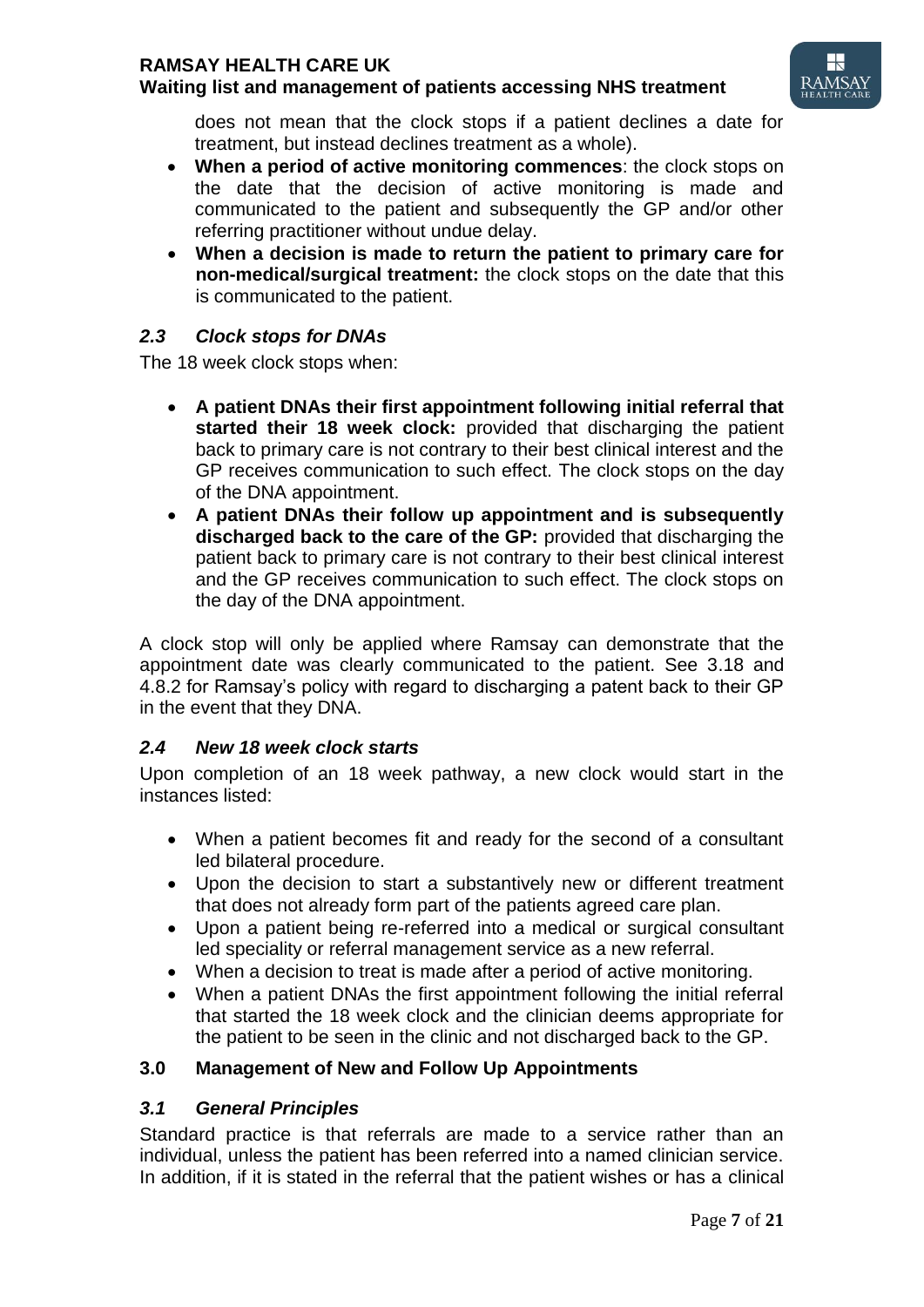does not mean that the clock stops if a patient declines a date for treatment, but instead declines treatment as a whole).

- **When a period of active monitoring commences**: the clock stops on the date that the decision of active monitoring is made and communicated to the patient and subsequently the GP and/or other referring practitioner without undue delay.
- **When a decision is made to return the patient to primary care for non-medical/surgical treatment:** the clock stops on the date that this is communicated to the patient.

### *2.3 Clock stops for DNAs*

The 18 week clock stops when:

- **A patient DNAs their first appointment following initial referral that started their 18 week clock:** provided that discharging the patient back to primary care is not contrary to their best clinical interest and the GP receives communication to such effect. The clock stops on the day of the DNA appointment.
- **A patient DNAs their follow up appointment and is subsequently discharged back to the care of the GP:** provided that discharging the patient back to primary care is not contrary to their best clinical interest and the GP receives communication to such effect. The clock stops on the day of the DNA appointment.

A clock stop will only be applied where Ramsay can demonstrate that the appointment date was clearly communicated to the patient. See 3.18 and 4.8.2 for Ramsay's policy with regard to discharging a patent back to their GP in the event that they DNA.

### *2.4 New 18 week clock starts*

Upon completion of an 18 week pathway, a new clock would start in the instances listed:

- When a patient becomes fit and ready for the second of a consultant led bilateral procedure.
- Upon the decision to start a substantively new or different treatment that does not already form part of the patients agreed care plan.
- Upon a patient being re-referred into a medical or surgical consultant led speciality or referral management service as a new referral.
- When a decision to treat is made after a period of active monitoring.
- When a patient DNAs the first appointment following the initial referral that started the 18 week clock and the clinician deems appropriate for the patient to be seen in the clinic and not discharged back to the GP.

## 3.0 Management of New and Follow Up Appointments

### *3.1 General Principles*

Standard practice is that referrals are made to a service rather than an individual, unless the patient has been referred into a named clinician service. In addition, if it is stated in the referral that the patient wishes or has a clinical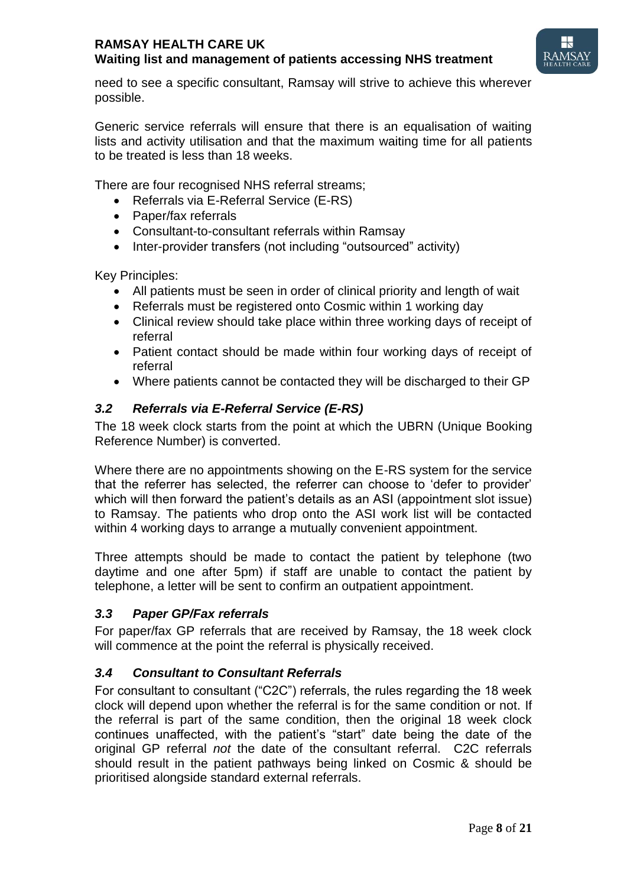need to see a specific consultant, Ramsay will strive to achieve this wherever possible.

Generic service referrals will ensure that there is an equalisation of waiting lists and activity utilisation and that the maximum waiting time for all patients to be treated is less than 18 weeks.

There are four recognised NHS referral streams;

- Referrals via E-Referral Service (E-RS)
- Paper/fax referrals
- Consultant-to-consultant referrals within Ramsay
- Inter-provider transfers (not including "outsourced" activity)

Key Principles:

- All patients must be seen in order of clinical priority and length of wait
- Referrals must be registered onto Cosmic within 1 working day
- Clinical review should take place within three working days of receipt of referral
- Patient contact should be made within four working days of receipt of referral
- Where patients cannot be contacted they will be discharged to their GP

### *3.2 Referrals via E-Referral Service (E-RS)*

The 18 week clock starts from the point at which the UBRN (Unique Booking Reference Number) is converted.

Where there are no appointments showing on the E-RS system for the service that the referrer has selected, the referrer can choose to 'defer to provider' which will then forward the patient's details as an ASI (appointment slot issue) to Ramsay. The patients who drop onto the ASI work list will be contacted within 4 working days to arrange a mutually convenient appointment.

Three attempts should be made to contact the patient by telephone (two daytime and one after 5pm) if staff are unable to contact the patient by telephone, a letter will be sent to confirm an outpatient appointment.

### *3.3 Paper GP/Fax referrals*

For paper/fax GP referrals that are received by Ramsay, the 18 week clock will commence at the point the referral is physically received.

### *3.4 Consultant to Consultant Referrals*

For consultant to consultant ("C2C") referrals, the rules regarding the 18 week clock will depend upon whether the referral is for the same condition or not. If the referral is part of the same condition, then the original 18 week clock continues unaffected, with the patient's "start" date being the date of the original GP referral *not* the date of the consultant referral. C2C referrals should result in the patient pathways being linked on Cosmic & should be prioritised alongside standard external referrals.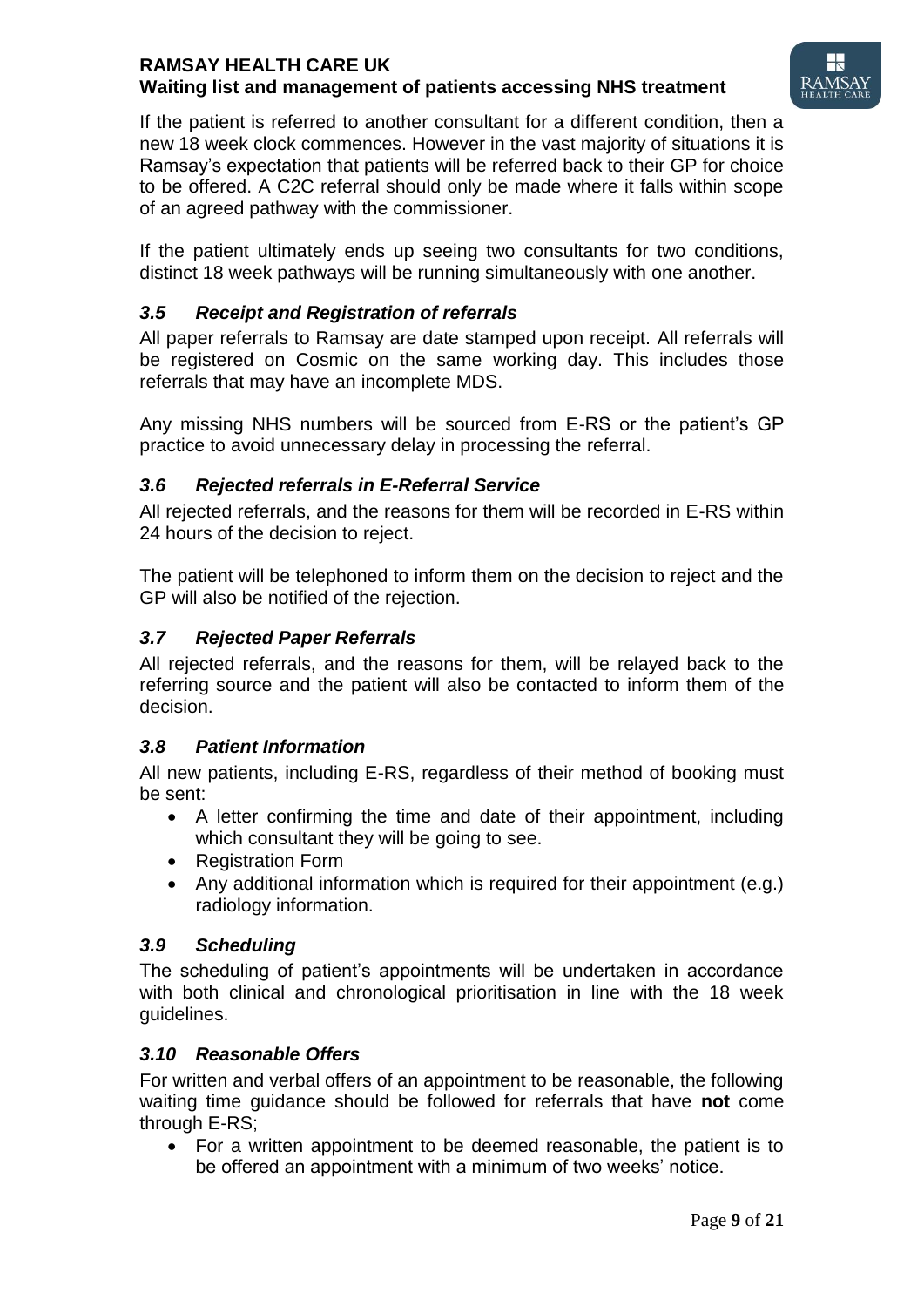If the patient is referred to another consultant for a different condition, then a new 18 week clock commences. However in the vast majority of situations it is Ramsay's expectation that patients will be referred back to their GP for choice to be offered. A C2C referral should only be made where it falls within scope of an agreed pathway with the commissioner.

If the patient ultimately ends up seeing two consultants for two conditions, distinct 18 week pathways will be running simultaneously with one another.

### *3.5 Receipt and Registration of referrals*

All paper referrals to Ramsay are date stamped upon receipt. All referrals will be registered on Cosmic on the same working day. This includes those referrals that may have an incomplete MDS.

Any missing NHS numbers will be sourced from E-RS or the patient's GP practice to avoid unnecessary delay in processing the referral.

### *3.6 Rejected referrals in E-Referral Service*

All rejected referrals, and the reasons for them will be recorded in E-RS within 24 hours of the decision to reject.

The patient will be telephoned to inform them on the decision to reject and the GP will also be notified of the rejection.

### *3.7 Rejected Paper Referrals*

All rejected referrals, and the reasons for them, will be relayed back to the referring source and the patient will also be contacted to inform them of the decision.

### *3.8 Patient Information*

All new patients, including E-RS, regardless of their method of booking must be sent:

- A letter confirming the time and date of their appointment, including which consultant they will be going to see.
- Registration Form
- Any additional information which is required for their appointment (e.g.) radiology information.

### *3.9 Scheduling*

The scheduling of patient's appointments will be undertaken in accordance with both clinical and chronological prioritisation in line with the 18 week guidelines.

### *3.10 Reasonable Offers*

For written and verbal offers of an appointment to be reasonable, the following waiting time guidance should be followed for referrals that have **not** come through E-RS;

- For a written appointment to be deemed reasonable, the patient is to be offered an appointment with a minimum of two weeks' notice.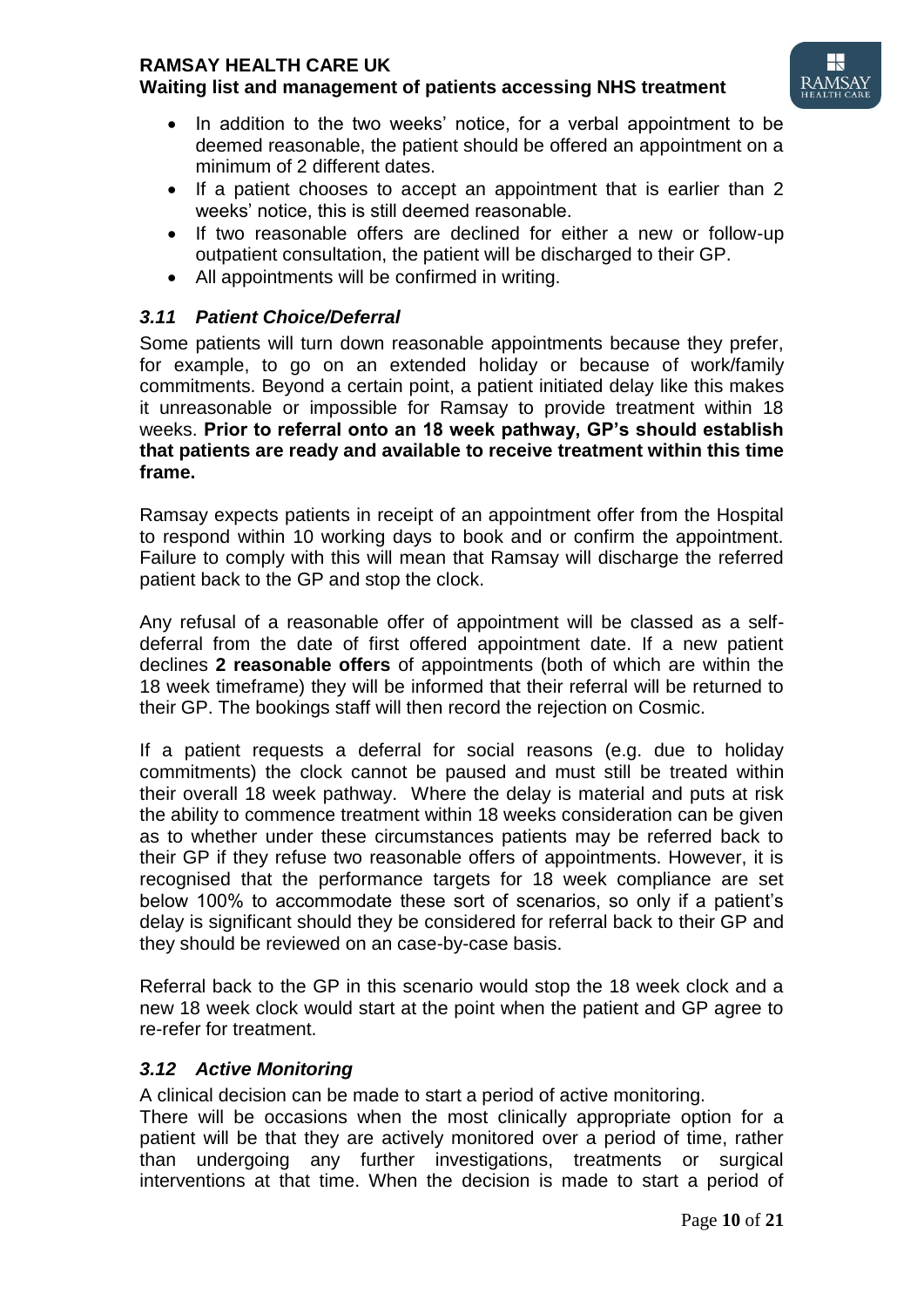- In addition to the two weeks' notice, for a verbal appointment to be deemed reasonable, the patient should be offered an appointment on a minimum of 2 different dates.
- If a patient chooses to accept an appointment that is earlier than 2 weeks' notice, this is still deemed reasonable.
- If two reasonable offers are declined for either a new or follow-up outpatient consultation, the patient will be discharged to their GP.
- All appointments will be confirmed in writing.

### *3.11 Patient Choice/Deferral*

Some patients will turn down reasonable appointments because they prefer, for example, to go on an extended holiday or because of work/family commitments. Beyond a certain point, a patient initiated delay like this makes it unreasonable or impossible for Ramsay to provide treatment within 18 weeks. **Prior to referral onto an 18 week pathway, GP's should establish that patients are ready and available to receive treatment within this time frame.**

Ramsay expects patients in receipt of an appointment offer from the Hospital to respond within 10 working days to book and or confirm the appointment. Failure to comply with this will mean that Ramsay will discharge the referred patient back to the GP and stop the clock.

Any refusal of a reasonable offer of appointment will be classed as a self-deferral from the date of first offered appointment date. If a new patient declines **2 reasonable offers** of appointments (both of which are within the 18 week timeframe) they will be informed that their referral will be returned to their GP. The bookings staff will then record the rejection on Cosmic.

If a patient requests a deferral for social reasons (e.g. due to holiday commitments) the clock cannot be paused and must still be treated within their overall 18 week pathway. Where the delay is material and puts at risk the ability to commence treatment within 18 weeks consideration can be given as to whether under these circumstances patients may be referred back to their GP if they refuse two reasonable offers of appointments. However, it is recognised that the performance targets for 18 week compliance are set below 100% to accommodate these sort of scenarios, so only if a patient's delay is significant should they be considered for referral back to their GP and they should be reviewed on an case-by-case basis.

Referral back to the GP in this scenario would stop the 18 week clock and a new 18 week clock would start at the point when the patient and GP agree to re-refer for treatment.

### *3.12 Active Monitoring*

A clinical decision can be made to start a period of active monitoring.

There will be occasions when the most clinically appropriate option for a patient will be that they are actively monitored over a period of time, rather than undergoing any further investigations, treatments or surgical interventions at that time. When the decision is made to start a period of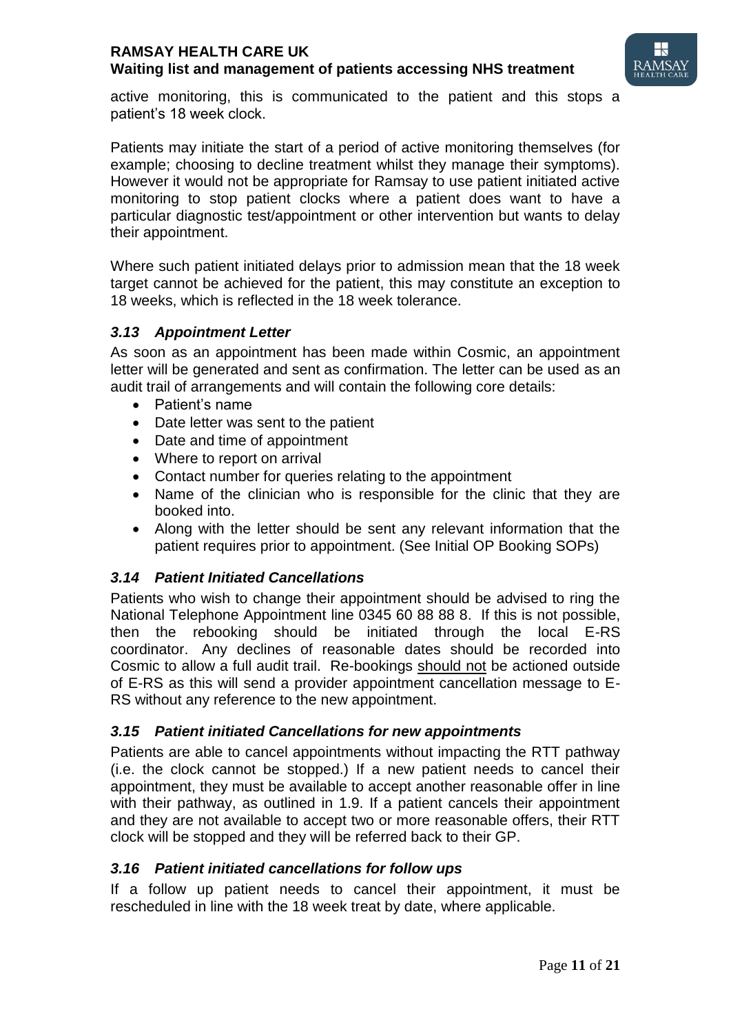active monitoring, this is communicated to the patient and this stops a patient's 18 week clock.

Patients may initiate the start of a period of active monitoring themselves (for example; choosing to decline treatment whilst they manage their symptoms). However it would not be appropriate for Ramsay to use patient initiated active monitoring to stop patient clocks where a patient does want to have a particular diagnostic test/appointment or other intervention but wants to delay their appointment.

Where such patient initiated delays prior to admission mean that the 18 week target cannot be achieved for the patient, this may constitute an exception to 18 weeks, which is reflected in the 18 week tolerance.

### *3.13 Appointment Letter*

As soon as an appointment has been made within Cosmic, an appointment letter will be generated and sent as confirmation. The letter can be used as an audit trail of arrangements and will contain the following core details:

- Patient's name
- Date letter was sent to the patient
- Date and time of appointment
- Where to report on arrival
- Contact number for queries relating to the appointment
- Name of the clinician who is responsible for the clinic that they are booked into.
- Along with the letter should be sent any relevant information that the patient requires prior to appointment. (See Initial OP Booking SOPs)

### *3.14 Patient Initiated Cancellations*

Patients who wish to change their appointment should be advised to ring the National Telephone Appointment line 0345 60 88 88 8. If this is not possible, then the rebooking should be initiated through the local E-RS coordinator. Any declines of reasonable dates should be recorded into Cosmic to allow a full audit trail. Re-bookings <u>should not</u> be actioned outside of E-RS as this will send a provider appointment cancellation message to E-RS without any reference to the new appointment.

### *3.15 Patient initiated Cancellations for new appointments*

Patients are able to cancel appointments without impacting the RTT pathway (i.e. the clock cannot be stopped.) If a new patient needs to cancel their appointment, they must be available to accept another reasonable offer in line with their pathway, as outlined in 1.9. If a patient cancels their appointment and they are not available to accept two or more reasonable offers, their RTT clock will be stopped and they will be referred back to their GP.

### *3.16 Patient initiated cancellations for follow ups*

If a follow up patient needs to cancel their appointment, it must be rescheduled in line with the 18 week treat by date, where applicable.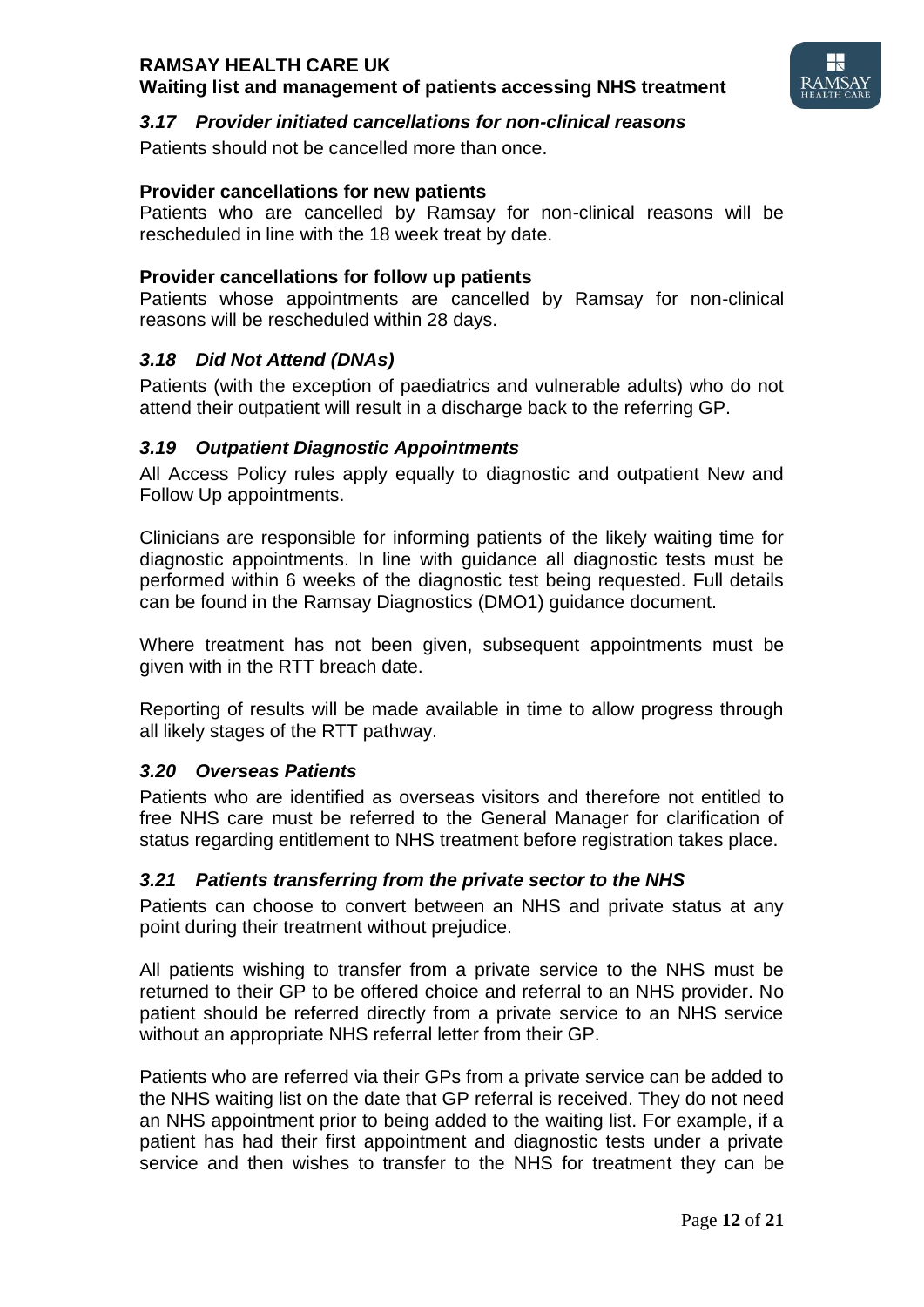### *3.17 Provider initiated cancellations for non-clinical reasons*

Patients should not be cancelled more than once.

**Provider cancellations for new patients**

Patients who are cancelled by Ramsay for non-clinical reasons will be rescheduled in line with the 18 week treat by date.

**Provider cancellations for follow up patients**

Patients whose appointments are cancelled by Ramsay for non-clinical reasons will be rescheduled within 28 days.

### *3.18 Did Not Attend (DNAs)*

Patients (with the exception of paediatrics and vulnerable adults) who do not attend their outpatient will result in a discharge back to the referring GP.

### *3.19 Outpatient Diagnostic Appointments*

All Access Policy rules apply equally to diagnostic and outpatient New and Follow Up appointments.

Clinicians are responsible for informing patients of the likely waiting time for diagnostic appointments. In line with guidance all diagnostic tests must be performed within 6 weeks of the diagnostic test being requested. Full details can be found in the Ramsay Diagnostics (DMO1) guidance document.

Where treatment has not been given, subsequent appointments must be given with in the RTT breach date.

Reporting of results will be made available in time to allow progress through all likely stages of the RTT pathway.

### *3.20 Overseas Patients*

Patients who are identified as overseas visitors and therefore not entitled to free NHS care must be referred to the General Manager for clarification of status regarding entitlement to NHS treatment before registration takes place.

### *3.21 Patients transferring from the private sector to the NHS*

Patients can choose to convert between an NHS and private status at any point during their treatment without prejudice.

All patients wishing to transfer from a private service to the NHS must be returned to their GP to be offered choice and referral to an NHS provider. No patient should be referred directly from a private service to an NHS service without an appropriate NHS referral letter from their GP.

Patients who are referred via their GPs from a private service can be added to the NHS waiting list on the date that GP referral is received. They do not need an NHS appointment prior to being added to the waiting list. For example, if a patient has had their first appointment and diagnostic tests under a private service and then wishes to transfer to the NHS for treatment they can be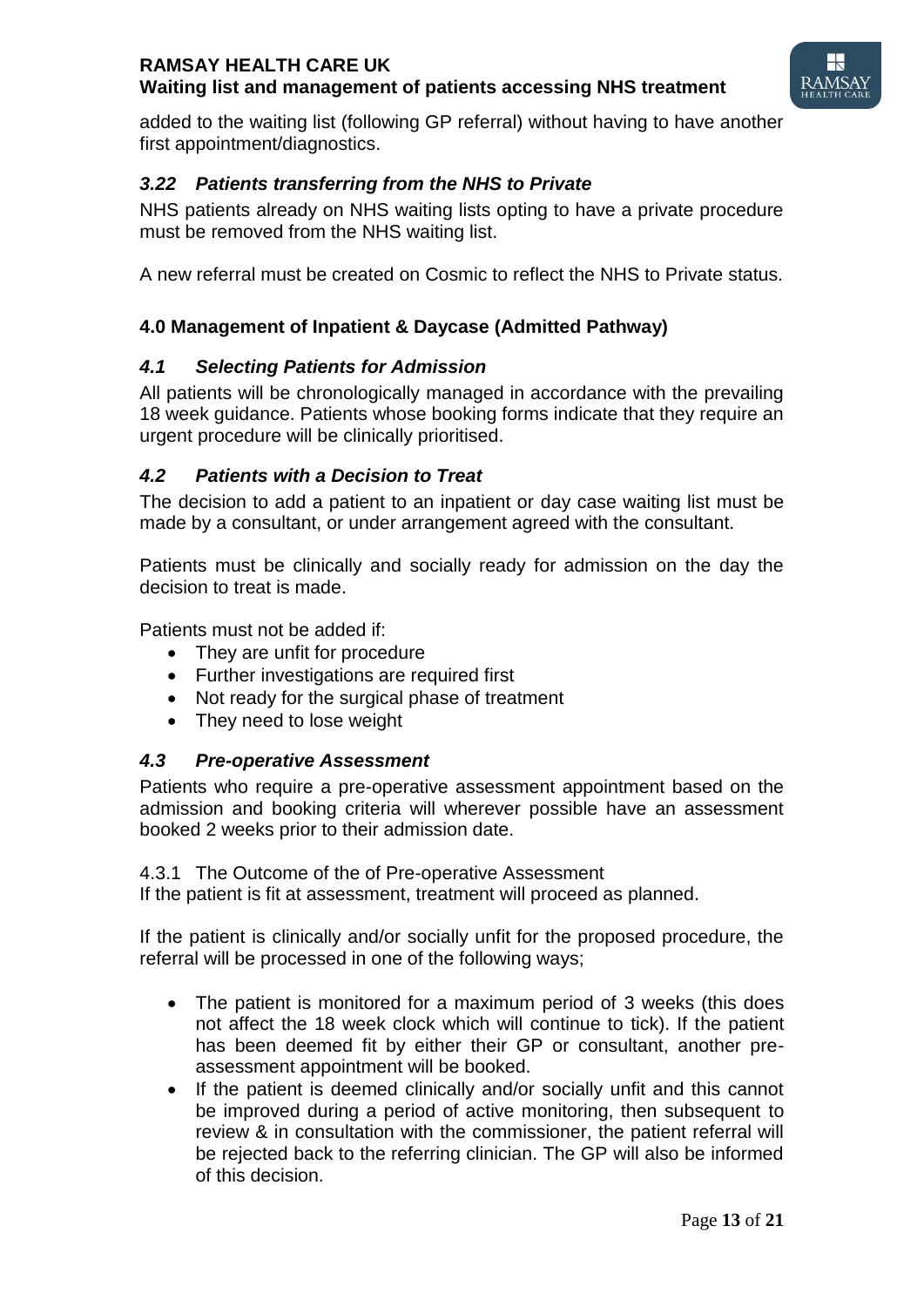added to the waiting list (following GP referral) without having to have another first appointment/diagnostics.

### *3.22 Patients transferring from the NHS to Private*

NHS patients already on NHS waiting lists opting to have a private procedure must be removed from the NHS waiting list.

A new referral must be created on Cosmic to reflect the NHS to Private status.

## 4.0 Management of Inpatient & Daycase (Admitted Pathway)

### *4.1 Selecting Patients for Admission*

All patients will be chronologically managed in accordance with the prevailing 18 week guidance. Patients whose booking forms indicate that they require an urgent procedure will be clinically prioritised.

### *4.2 Patients with a Decision to Treat*

The decision to add a patient to an inpatient or day case waiting list must be made by a consultant, or under arrangement agreed with the consultant.

Patients must be clinically and socially ready for admission on the day the decision to treat is made.

Patients must not be added if:

- They are unfit for procedure
- Further investigations are required first
- Not ready for the surgical phase of treatment
- They need to lose weight

### *4.3 Pre-operative Assessment*

Patients who require a pre-operative assessment appointment based on the admission and booking criteria will wherever possible have an assessment booked 2 weeks prior to their admission date.

4.3.1 The Outcome of the of Pre-operative Assessment
If the patient is fit at assessment, treatment will proceed as planned.

If the patient is clinically and/or socially unfit for the proposed procedure, the referral will be processed in one of the following ways;

- The patient is monitored for a maximum period of 3 weeks (this does not affect the 18 week clock which will continue to tick). If the patient has been deemed fit by either their GP or consultant, another pre-assessment appointment will be booked.
- If the patient is deemed clinically and/or socially unfit and this cannot be improved during a period of active monitoring, then subsequent to review & in consultation with the commissioner, the patient referral will be rejected back to the referring clinician. The GP will also be informed of this decision.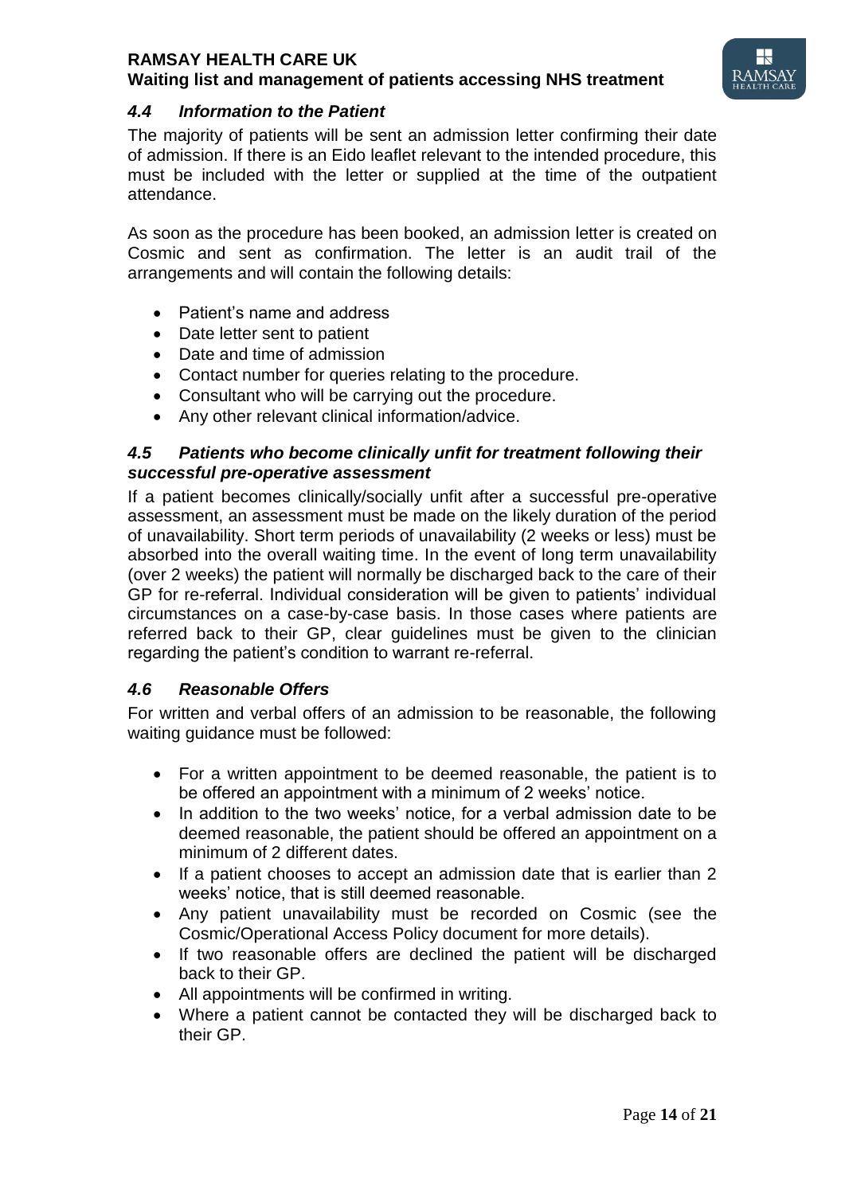### *4.4 Information to the Patient*

The majority of patients will be sent an admission letter confirming their date of admission. If there is an Eido leaflet relevant to the intended procedure, this must be included with the letter or supplied at the time of the outpatient attendance.

As soon as the procedure has been booked, an admission letter is created on Cosmic and sent as confirmation. The letter is an audit trail of the arrangements and will contain the following details:

- Patient's name and address
- Date letter sent to patient
- Date and time of admission
- Contact number for queries relating to the procedure.
- Consultant who will be carrying out the procedure.
- Any other relevant clinical information/advice.

### *4.5 Patients who become clinically unfit for treatment following their successful pre-operative assessment*

If a patient becomes clinically/socially unfit after a successful pre-operative assessment, an assessment must be made on the likely duration of the period of unavailability. Short term periods of unavailability (2 weeks or less) must be absorbed into the overall waiting time. In the event of long term unavailability (over 2 weeks) the patient will normally be discharged back to the care of their GP for re-referral. Individual consideration will be given to patients' individual circumstances on a case-by-case basis. In those cases where patients are referred back to their GP, clear guidelines must be given to the clinician regarding the patient's condition to warrant re-referral.

### *4.6 Reasonable Offers*

For written and verbal offers of an admission to be reasonable, the following waiting guidance must be followed:

- For a written appointment to be deemed reasonable, the patient is to be offered an appointment with a minimum of 2 weeks' notice.
- In addition to the two weeks' notice, for a verbal admission date to be deemed reasonable, the patient should be offered an appointment on a minimum of 2 different dates.
- If a patient chooses to accept an admission date that is earlier than 2 weeks' notice, that is still deemed reasonable.
- Any patient unavailability must be recorded on Cosmic (see the Cosmic/Operational Access Policy document for more details).
- If two reasonable offers are declined the patient will be discharged back to their GP.
- All appointments will be confirmed in writing.
- Where a patient cannot be contacted they will be discharged back to their GP.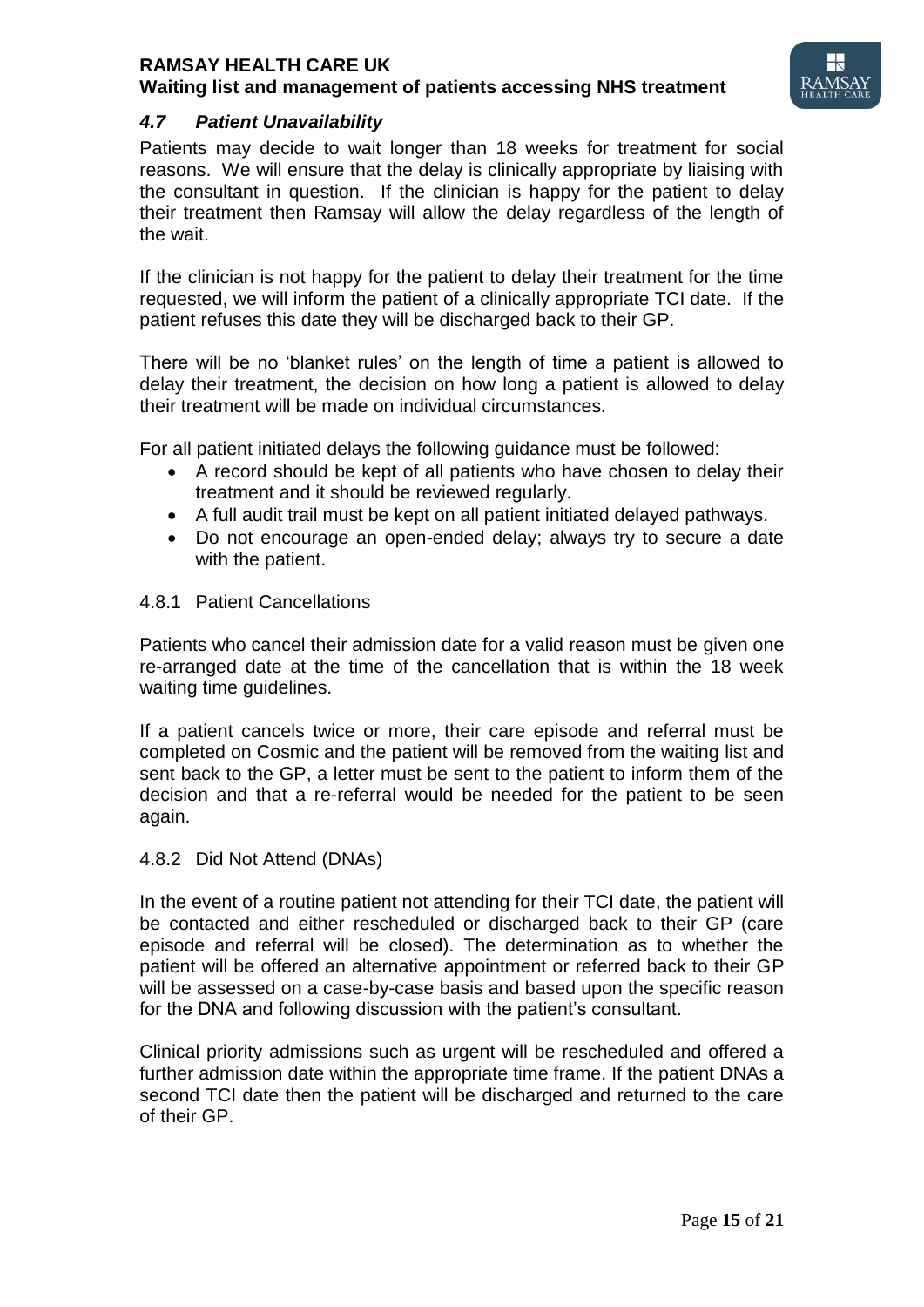### *4.7 Patient Unavailability*

Patients may decide to wait longer than 18 weeks for treatment for social reasons. We will ensure that the delay is clinically appropriate by liaising with the consultant in question. If the clinician is happy for the patient to delay their treatment then Ramsay will allow the delay regardless of the length of the wait.

If the clinician is not happy for the patient to delay their treatment for the time requested, we will inform the patient of a clinically appropriate TCI date. If the patient refuses this date they will be discharged back to their GP.

There will be no 'blanket rules' on the length of time a patient is allowed to delay their treatment, the decision on how long a patient is allowed to delay their treatment will be made on individual circumstances.

For all patient initiated delays the following guidance must be followed:

- A record should be kept of all patients who have chosen to delay their treatment and it should be reviewed regularly.
- A full audit trail must be kept on all patient initiated delayed pathways.
- Do not encourage an open-ended delay; always try to secure a date with the patient.

#### 4.8.1 Patient Cancellations

Patients who cancel their admission date for a valid reason must be given one re-arranged date at the time of the cancellation that is within the 18 week waiting time guidelines.

If a patient cancels twice or more, their care episode and referral must be completed on Cosmic and the patient will be removed from the waiting list and sent back to the GP, a letter must be sent to the patient to inform them of the decision and that a re-referral would be needed for the patient to be seen again.

#### 4.8.2 Did Not Attend (DNAs)

In the event of a routine patient not attending for their TCI date, the patient will be contacted and either rescheduled or discharged back to their GP (care episode and referral will be closed). The determination as to whether the patient will be offered an alternative appointment or referred back to their GP will be assessed on a case-by-case basis and based upon the specific reason for the DNA and following discussion with the patient's consultant.

Clinical priority admissions such as urgent will be rescheduled and offered a further admission date within the appropriate time frame. If the patient DNAs a second TCI date then the patient will be discharged and returned to the care of their GP.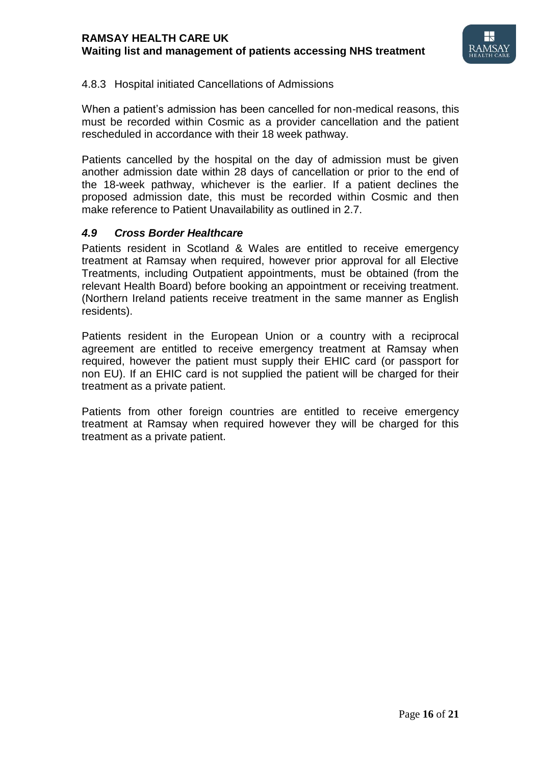#### 4.8.3 Hospital initiated Cancellations of Admissions

When a patient's admission has been cancelled for non-medical reasons, this must be recorded within Cosmic as a provider cancellation and the patient rescheduled in accordance with their 18 week pathway.

Patients cancelled by the hospital on the day of admission must be given another admission date within 28 days of cancellation or prior to the end of the 18-week pathway, whichever is the earlier. If a patient declines the proposed admission date, this must be recorded within Cosmic and then make reference to Patient Unavailability as outlined in 2.7.

### *4.9 Cross Border Healthcare*

Patients resident in Scotland & Wales are entitled to receive emergency treatment at Ramsay when required, however prior approval for all Elective Treatments, including Outpatient appointments, must be obtained (from the relevant Health Board) before booking an appointment or receiving treatment. (Northern Ireland patients receive treatment in the same manner as English residents).

Patients resident in the European Union or a country with a reciprocal agreement are entitled to receive emergency treatment at Ramsay when required, however the patient must supply their EHIC card (or passport for non EU). If an EHIC card is not supplied the patient will be charged for their treatment as a private patient.

Patients from other foreign countries are entitled to receive emergency treatment at Ramsay when required however they will be charged for this treatment as a private patient.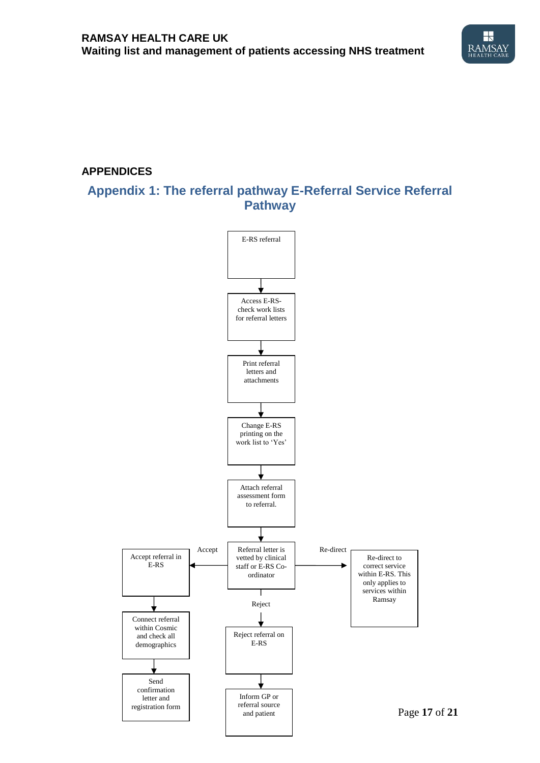## APPENDICES

## Appendix 1: The referral pathway E-Referral Service Referral Pathway

E-RS referral

↓

Access E-RS- check work lists for referral letters

↓

Print referral letters and attachments

↓

Change E-RS printing on the work list to 'Yes'

↓

Attach referral assessment form to referral.

↓

Referral letter is vetted by clinical staff or E-RS Co-ordinator

- **Accept** → Accept referral in E-RS → Connect referral within Cosmic and check all demographics → Send confirmation letter and registration form
- **Re-direct** → Re-direct to correct service within E-RS. This only applies to services within Ramsay
- **Reject** → Reject referral on E-RS → Inform GP or referral source and patient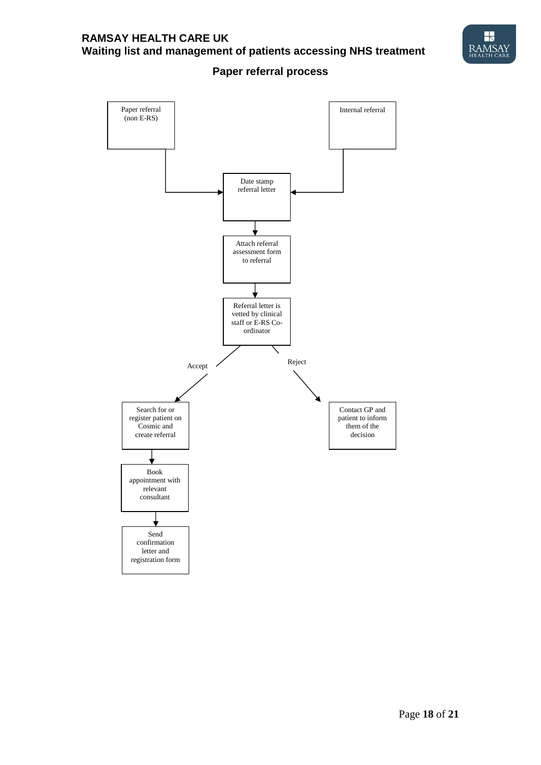## Paper referral process

Paper referral (non E-RS)

Internal referral

Date stamp referral letter

Attach referral assessment form to referral

Referral letter is vetted by clinical staff or E-RS Co-ordinator

Accept

Reject

Search for or register patient on Cosmic and create referral

Contact GP and patient to inform them of the decision

Book appointment with relevant consultant

Send confirmation letter and registration form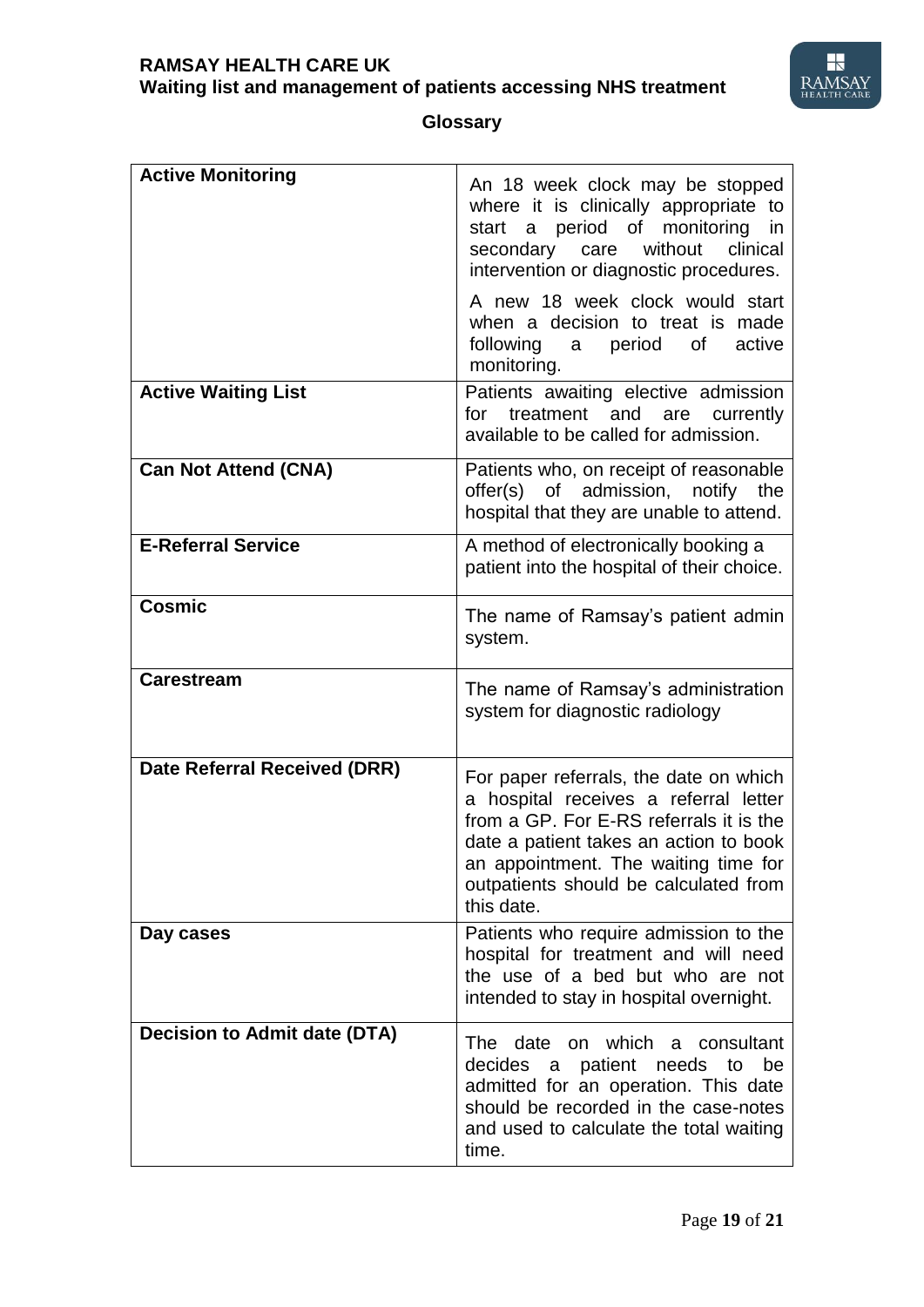## Glossary

| | |
|---|---|
| **Active Monitoring** | An 18 week clock may be stopped where it is clinically appropriate to start a period of monitoring in secondary care without clinical intervention or diagnostic procedures.<br><br>A new 18 week clock would start when a decision to treat is made following a period of active monitoring. |
| **Active Waiting List** | Patients awaiting elective admission for treatment and are currently available to be called for admission. |
| **Can Not Attend (CNA)** | Patients who, on receipt of reasonable offer(s) of admission, notify the hospital that they are unable to attend. |
| **E-Referral Service** | A method of electronically booking a patient into the hospital of their choice. |
| **Cosmic** | The name of Ramsay's patient admin system. |
| **Carestream** | The name of Ramsay's administration system for diagnostic radiology |
| **Date Referral Received (DRR)** | For paper referrals, the date on which a hospital receives a referral letter from a GP. For E-RS referrals it is the date a patient takes an action to book an appointment. The waiting time for outpatients should be calculated from this date. |
| **Day cases** | Patients who require admission to the hospital for treatment and will need the use of a bed but who are not intended to stay in hospital overnight. |
| **Decision to Admit date (DTA)** | The date on which a consultant decides a patient needs to be admitted for an operation. This date should be recorded in the case-notes and used to calculate the total waiting time. |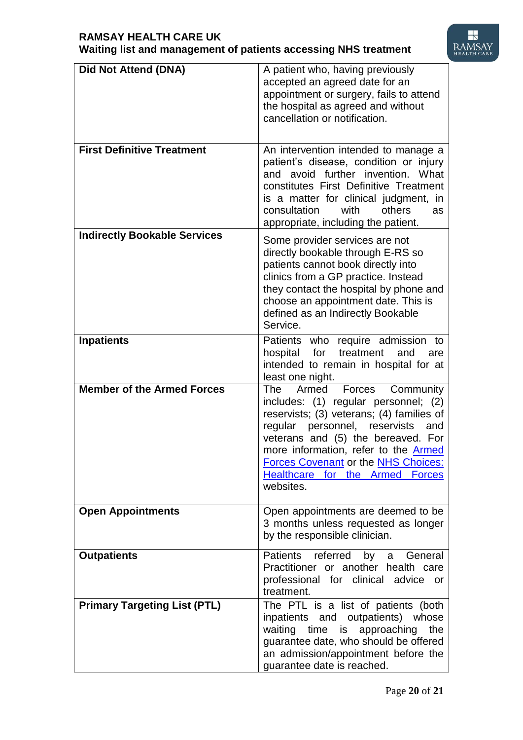| | |
|---|---|
| **Did Not Attend (DNA)** | A patient who, having previously accepted an agreed date for an appointment or surgery, fails to attend the hospital as agreed and without cancellation or notification. |
| **First Definitive Treatment** | An intervention intended to manage a patient's disease, condition or injury and avoid further invention. What constitutes First Definitive Treatment is a matter for clinical judgment, in consultation with others as appropriate, including the patient. |
| **Indirectly Bookable Services** | Some provider services are not directly bookable through E-RS so patients cannot book directly into clinics from a GP practice. Instead they contact the hospital by phone and choose an appointment date. This is defined as an Indirectly Bookable Service. |
| **Inpatients** | Patients who require admission to hospital for treatment and are intended to remain in hospital for at least one night. |
| **Member of the Armed Forces** | The Armed Forces Community includes: (1) regular personnel; (2) reservists; (3) veterans; (4) families of regular personnel, reservists and veterans and (5) the bereaved. For more information, refer to the Armed Forces Covenant or the NHS Choices: Healthcare for the Armed Forces websites. |
| **Open Appointments** | Open appointments are deemed to be 3 months unless requested as longer by the responsible clinician. |
| **Outpatients** | Patients referred by a General Practitioner or another health care professional for clinical advice or treatment. |
| **Primary Targeting List (PTL)** | The PTL is a list of patients (both inpatients and outpatients) whose waiting time is approaching the guarantee date, who should be offered an admission/appointment before the guarantee date is reached. |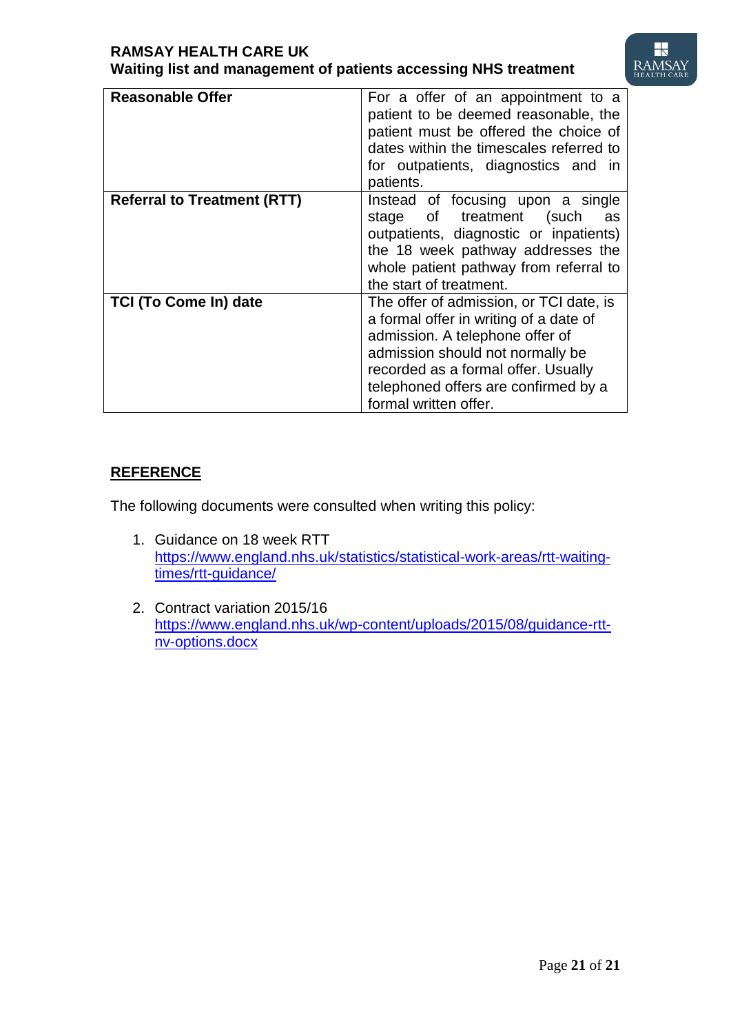| | |
|---|---|
| **Reasonable Offer** | For a offer of an appointment to a patient to be deemed reasonable, the patient must be offered the choice of dates within the timescales referred to for outpatients, diagnostics and in patients. |
| **Referral to Treatment (RTT)** | Instead of focusing upon a single stage of treatment (such as outpatients, diagnostic or inpatients) the 18 week pathway addresses the whole patient pathway from referral to the start of treatment. |
| **TCI (To Come In) date** | The offer of admission, or TCI date, is a formal offer in writing of a date of admission. A telephone offer of admission should not normally be recorded as a formal offer. Usually telephoned offers are confirmed by a formal written offer. |

## REFERENCE

The following documents were consulted when writing this policy:

1. Guidance on 18 week RTT
   https://www.england.nhs.uk/statistics/statistical-work-areas/rtt-waiting-times/rtt-guidance/

2. Contract variation 2015/16
   https://www.england.nhs.uk/wp-content/uploads/2015/08/guidance-rtt-nv-options.docx